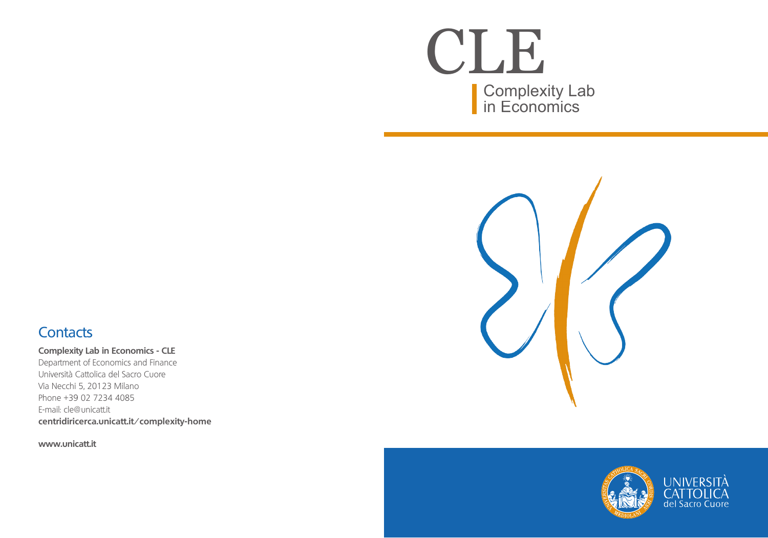# CLE

Complexity Lab
in Economics

## Contacts

**Complexity Lab in Economics - CLE**
Department of Economics and Finance
Università Cattolica del Sacro Cuore
Via Necchi 5, 20123 Milano
Phone +39 02 7234 4085
E-mail: cle@unicatt.it
**centridiricerca.unicatt.it/complexity-home**

**www.unicatt.it**

UNIVERSITÀ
CATTOLICA
del Sacro Cuore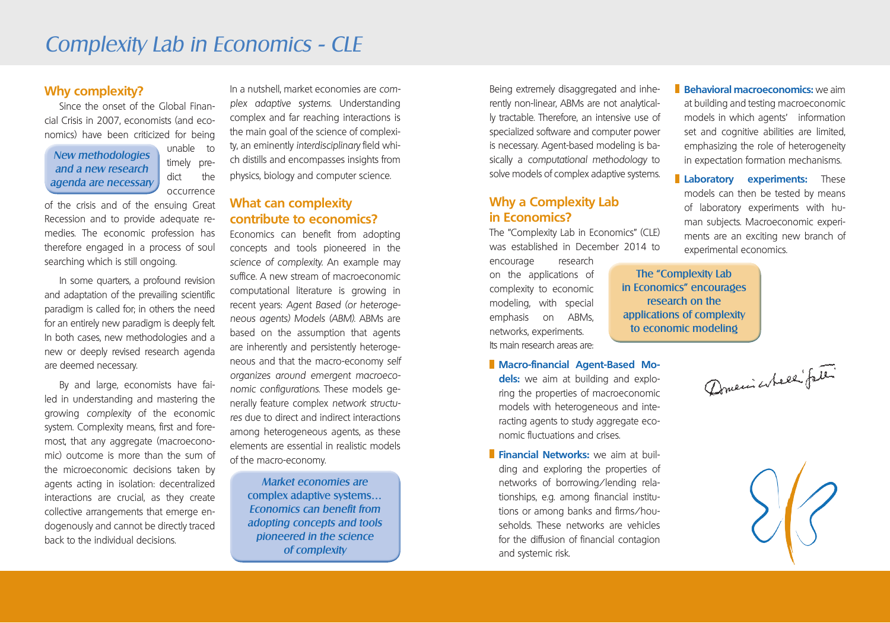# Complexity Lab in Economics - CLE

## Why complexity?

Since the onset of the Global Financial Crisis in 2007, economists (and economics) have been criticized for being unable to timely predict the occurrence of the crisis and of the ensuing Great Recession and to provide adequate remedies. The economic profession has therefore engaged in a process of soul searching which is still ongoing.

*New methodologies and a new research agenda are necessary*

In some quarters, a profound revision and adaptation of the prevailing scientific paradigm is called for; in others the need for an entirely new paradigm is deeply felt. In both cases, new methodologies and a new or deeply revised research agenda are deemed necessary.

By and large, economists have failed in understanding and mastering the growing *complexity* of the economic system. Complexity means, first and foremost, that any aggregate (macroeconomic) outcome is more than the sum of the microeconomic decisions taken by agents acting in isolation: decentralized interactions are crucial, as they create collective arrangements that emerge endogenously and cannot be directly traced back to the individual decisions.

In a nutshell, market economies are *complex adaptive systems*. Understanding complex and far reaching interactions is the main goal of the science of complexity, an eminently *interdisciplinary* field which distills and encompasses insights from physics, biology and computer science.

## What can complexity contribute to economics?

Economics can benefit from adopting concepts and tools pioneered in the *science of complexity*. An example may suffice. A new stream of macroeconomic computational literature is growing in recent years: *Agent Based (or heterogeneous agents) Models (ABM)*. ABMs are based on the assumption that agents are inherently and persistently heterogeneous and that the macro-economy *self organizes around emergent macroeconomic configurations*. These models generally feature complex *network structures* due to direct and indirect interactions among heterogeneous agents, as these elements are essential in realistic models of the macro-economy.

*Market economies are complex adaptive systems… Economics can benefit from adopting concepts and tools pioneered in the science of complexity*

Being extremely disaggregated and inherently non-linear, ABMs are not analytically tractable. Therefore, an intensive use of specialized software and computer power is necessary. Agent-based modeling is basically a *computational methodology* to solve models of complex adaptive systems.

## Why a Complexity Lab in Economics?

The "Complexity Lab in Economics" (CLE) was established in December 2014 to encourage research on the applications of complexity to economic modeling, with special emphasis on ABMs, networks, experiments. Its main research areas are:

- **Macro-financial Agent-Based Models:** we aim at building and exploring the properties of macroeconomic models with heterogeneous and interacting agents to study aggregate economic fluctuations and crises.
- **Financial Networks:** we aim at building and exploring the properties of networks of borrowing/lending relationships, e.g. among financial institutions or among banks and firms/households. These networks are vehicles for the diffusion of financial contagion and systemic risk.
- **Behavioral macroeconomics:** we aim at building and testing macroeconomic models in which agents' information set and cognitive abilities are limited, emphasizing the role of heterogeneity in expectation formation mechanisms.
- **Laboratory experiments:** These models can then be tested by means of laboratory experiments with human subjects. Macroeconomic experiments are an exciting new branch of experimental economics.

The "Complexity Lab in Economics" encourages research on the applications of complexity to economic modeling

Domenico Delli Gatti